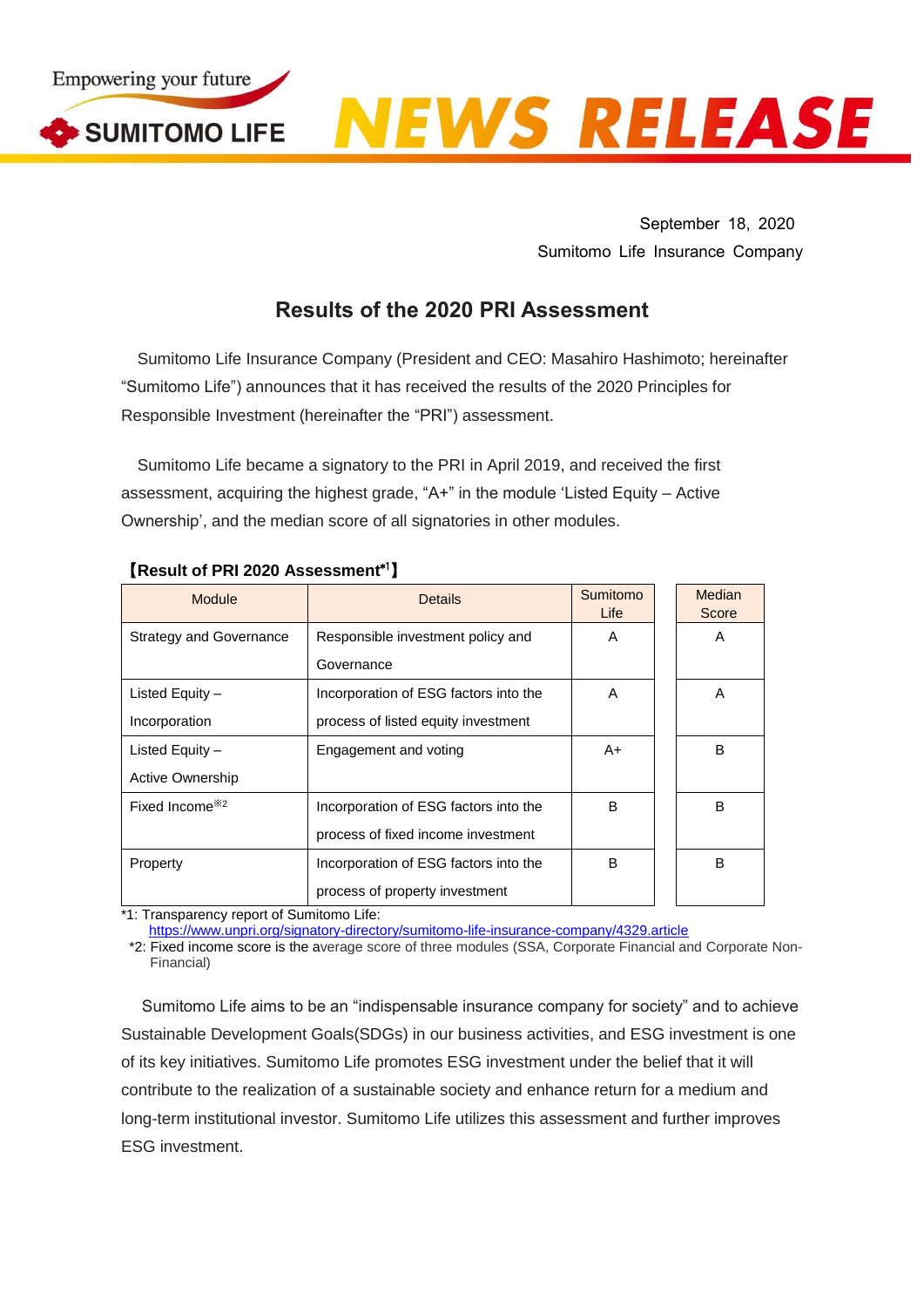Empowering your future

SUMITOMO LIFE

NEWS RELEASE

September 18, 2020
Sumitomo Life Insurance Company

# Results of the 2020 PRI Assessment

Sumitomo Life Insurance Company (President and CEO: Masahiro Hashimoto; hereinafter "Sumitomo Life") announces that it has received the results of the 2020 Principles for Responsible Investment (hereinafter the "PRI") assessment.

Sumitomo Life became a signatory to the PRI in April 2019, and received the first assessment, acquiring the highest grade, "A+" in the module 'Listed Equity – Active Ownership', and the median score of all signatories in other modules.

**【Result of PRI 2020 Assessment*1】**

| Module | Details | Sumitomo Life | Median Score |
|---|---|---|---|
| Strategy and Governance | Responsible investment policy and Governance | A | A |
| Listed Equity – Incorporation | Incorporation of ESG factors into the process of listed equity investment | A | A |
| Listed Equity – Active Ownership | Engagement and voting | A+ | B |
| Fixed Income※2 | Incorporation of ESG factors into the process of fixed income investment | B | B |
| Property | Incorporation of ESG factors into the process of property investment | B | B |

*1: Transparency report of Sumitomo Life:
https://www.unpri.org/signatory-directory/sumitomo-life-insurance-company/4329.article

*2: Fixed income score is the average score of three modules (SSA, Corporate Financial and Corporate Non-Financial)

Sumitomo Life aims to be an "indispensable insurance company for society" and to achieve Sustainable Development Goals(SDGs) in our business activities, and ESG investment is one of its key initiatives. Sumitomo Life promotes ESG investment under the belief that it will contribute to the realization of a sustainable society and enhance return for a medium and long-term institutional investor. Sumitomo Life utilizes this assessment and further improves ESG investment.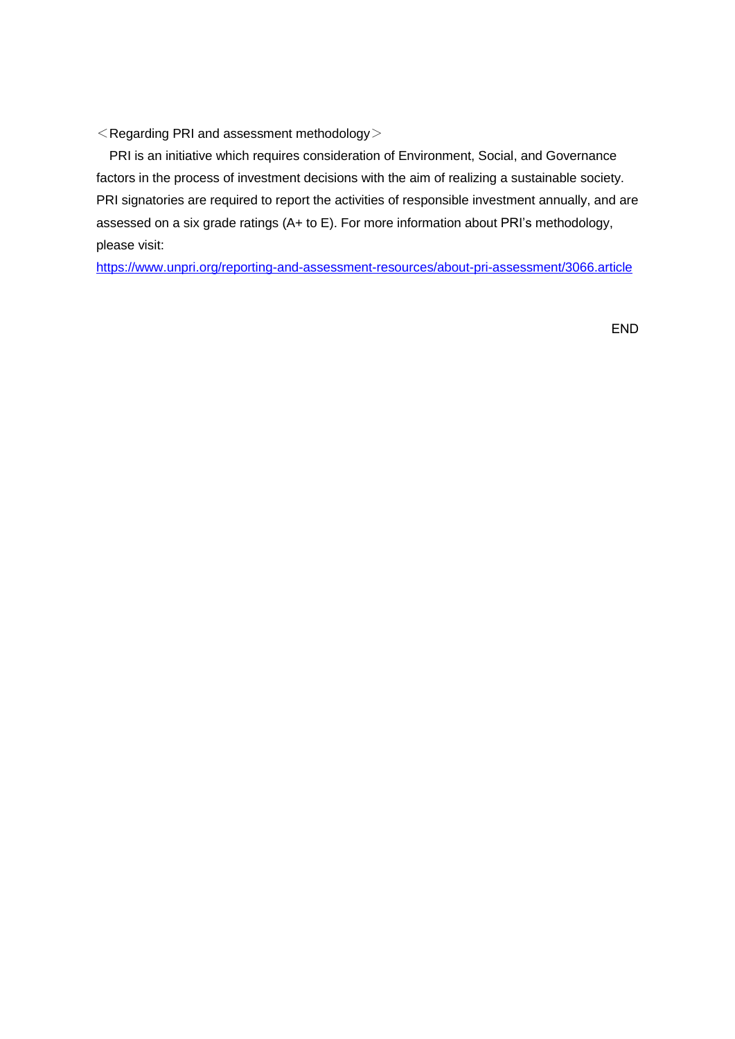＜Regarding PRI and assessment methodology＞

PRI is an initiative which requires consideration of Environment, Social, and Governance factors in the process of investment decisions with the aim of realizing a sustainable society. PRI signatories are required to report the activities of responsible investment annually, and are assessed on a six grade ratings (A+ to E). For more information about PRI's methodology, please visit:

https://www.unpri.org/reporting-and-assessment-resources/about-pri-assessment/3066.article

END